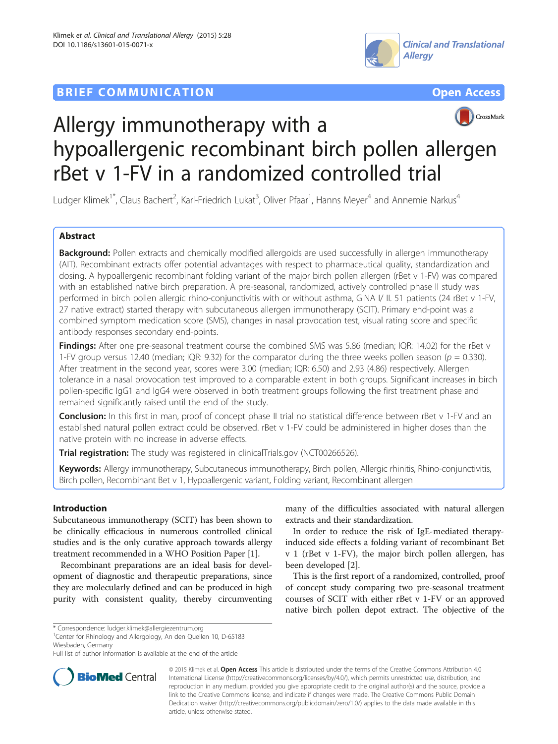BRIEF COMMUNICATION Open Access

# Allergy immunotherapy with a hypoallergenic recombinant birch pollen allergen rBet v 1-FV in a randomized controlled trial

Ludger Klimek[1*], Claus Bachert[2], Karl-Friedrich Lukat[3], Oliver Pfaar[1], Hanns Meyer[4] and Annemie Narkus[4]

## Abstract

**Background:** Pollen extracts and chemically modified allergoids are used successfully in allergen immunotherapy (AIT). Recombinant extracts offer potential advantages with respect to pharmaceutical quality, standardization and dosing. A hypoallergenic recombinant folding variant of the major birch pollen allergen (rBet v 1-FV) was compared with an established native birch preparation. A pre-seasonal, randomized, actively controlled phase II study was performed in birch pollen allergic rhino-conjunctivitis with or without asthma, GINA I/ II. 51 patients (24 rBet v 1-FV, 27 native extract) started therapy with subcutaneous allergen immunotherapy (SCIT). Primary end-point was a combined symptom medication score (SMS), changes in nasal provocation test, visual rating score and specific antibody responses secondary end-points.

**Findings:** After one pre-seasonal treatment course the combined SMS was 5.86 (median; IQR: 14.02) for the rBet v 1-FV group versus 12.40 (median; IQR: 9.32) for the comparator during the three weeks pollen season ($p = 0.330$). After treatment in the second year, scores were 3.00 (median; IQR: 6.50) and 2.93 (4.86) respectively. Allergen tolerance in a nasal provocation test improved to a comparable extent in both groups. Significant increases in birch pollen-specific IgG1 and IgG4 were observed in both treatment groups following the first treatment phase and remained significantly raised until the end of the study.

**Conclusion:** In this first in man, proof of concept phase II trial no statistical difference between rBet v 1-FV and an established natural pollen extract could be observed. rBet v 1-FV could be administered in higher doses than the native protein with no increase in adverse effects.

**Trial registration:** The study was registered in clinicalTrials.gov (NCT00266526).

**Keywords:** Allergy immunotherapy, Subcutaneous immunotherapy, Birch pollen, Allergic rhinitis, Rhino-conjunctivitis, Birch pollen, Recombinant Bet v 1, Hypoallergenic variant, Folding variant, Recombinant allergen

## Introduction

Subcutaneous immunotherapy (SCIT) has been shown to be clinically efficacious in numerous controlled clinical studies and is the only curative approach towards allergy treatment recommended in a WHO Position Paper [1].

Recombinant preparations are an ideal basis for development of diagnostic and therapeutic preparations, since they are molecularly defined and can be produced in high purity with consistent quality, thereby circumventing many of the difficulties associated with natural allergen extracts and their standardization.

In order to reduce the risk of IgE-mediated therapy-induced side effects a folding variant of recombinant Bet v 1 (rBet v 1-FV), the major birch pollen allergen, has been developed [2].

This is the first report of a randomized, controlled, proof of concept study comparing two pre-seasonal treatment courses of SCIT with either rBet v 1-FV or an approved native birch pollen depot extract. The objective of the

\* Correspondence: ludger.klimek@allergiezentrum.org

[1]Center for Rhinology and Allergology, An den Quellen 10, D-65183 Wiesbaden, Germany

Full list of author information is available at the end of the article

© 2015 Klimek et al. **Open Access** This article is distributed under the terms of the Creative Commons Attribution 4.0 International License (http://creativecommons.org/licenses/by/4.0/), which permits unrestricted use, distribution, and reproduction in any medium, provided you give appropriate credit to the original author(s) and the source, provide a link to the Creative Commons license, and indicate if changes were made. The Creative Commons Public Domain Dedication waiver (http://creativecommons.org/publicdomain/zero/1.0/) applies to the data made available in this article, unless otherwise stated.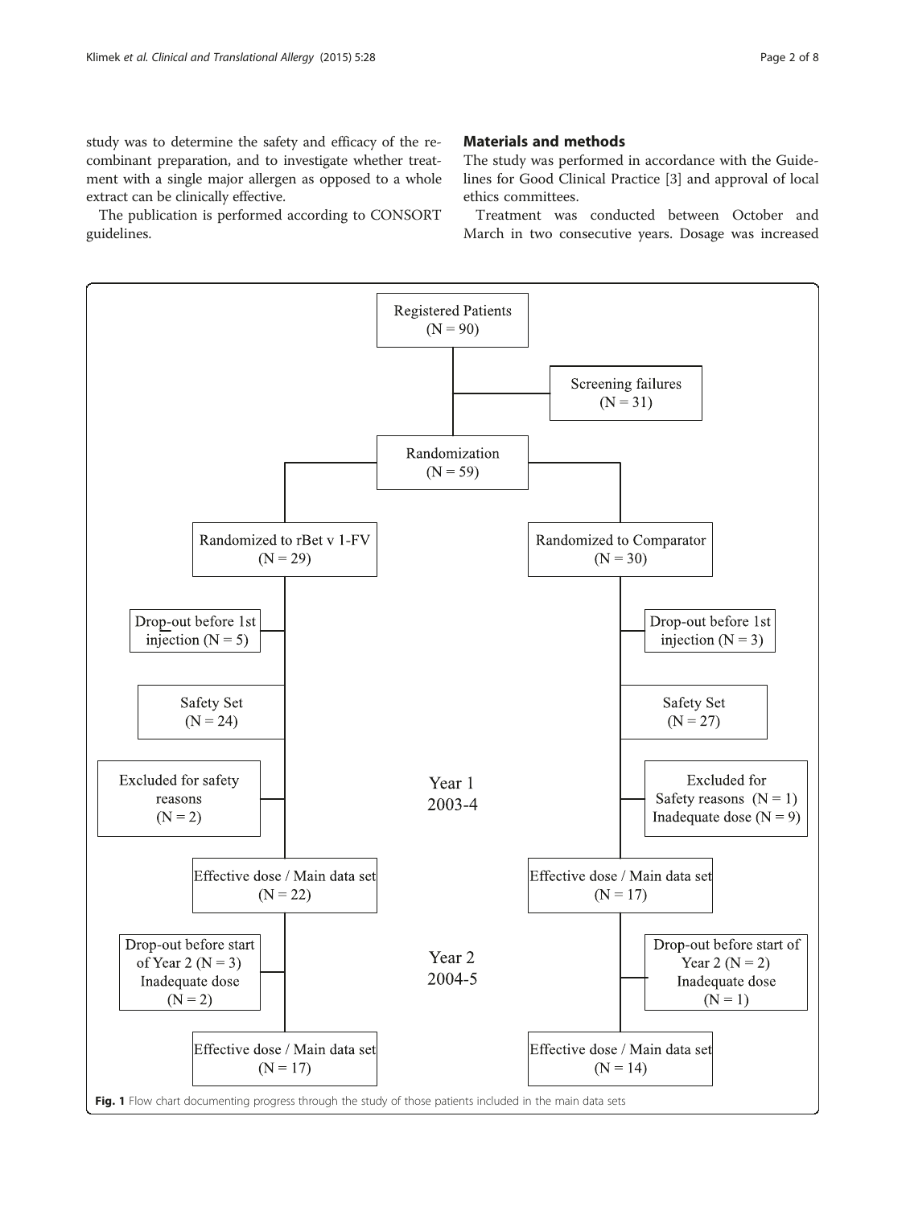study was to determine the safety and efficacy of the recombinant preparation, and to investigate whether treatment with a single major allergen as opposed to a whole extract can be clinically effective.

The publication is performed according to CONSORT guidelines.

## Materials and methods

The study was performed in accordance with the Guidelines for Good Clinical Practice [3] and approval of local ethics committees.

Treatment was conducted between October and March in two consecutive years. Dosage was increased

Registered Patients (N = 90)

Screening failures (N = 31)

Randomization (N = 59)

Randomized to rBet v 1-FV (N = 29)

Randomized to Comparator (N = 30)

Drop-out before 1st injection (N = 5)

Drop-out before 1st injection (N = 3)

Safety Set (N = 24)

Safety Set (N = 27)

Excluded for safety reasons (N = 2)

Year 1 2003-4

Excluded for Safety reasons (N = 1) Inadequate dose (N = 9)

Effective dose / Main data set (N = 22)

Effective dose / Main data set (N = 17)

Drop-out before start of Year 2 (N = 3) Inadequate dose (N = 2)

Year 2 2004-5

Drop-out before start of Year 2 (N = 2) Inadequate dose (N = 1)

Effective dose / Main data set (N = 17)

Effective dose / Main data set (N = 14)

**Fig. 1** Flow chart documenting progress through the study of those patients included in the main data sets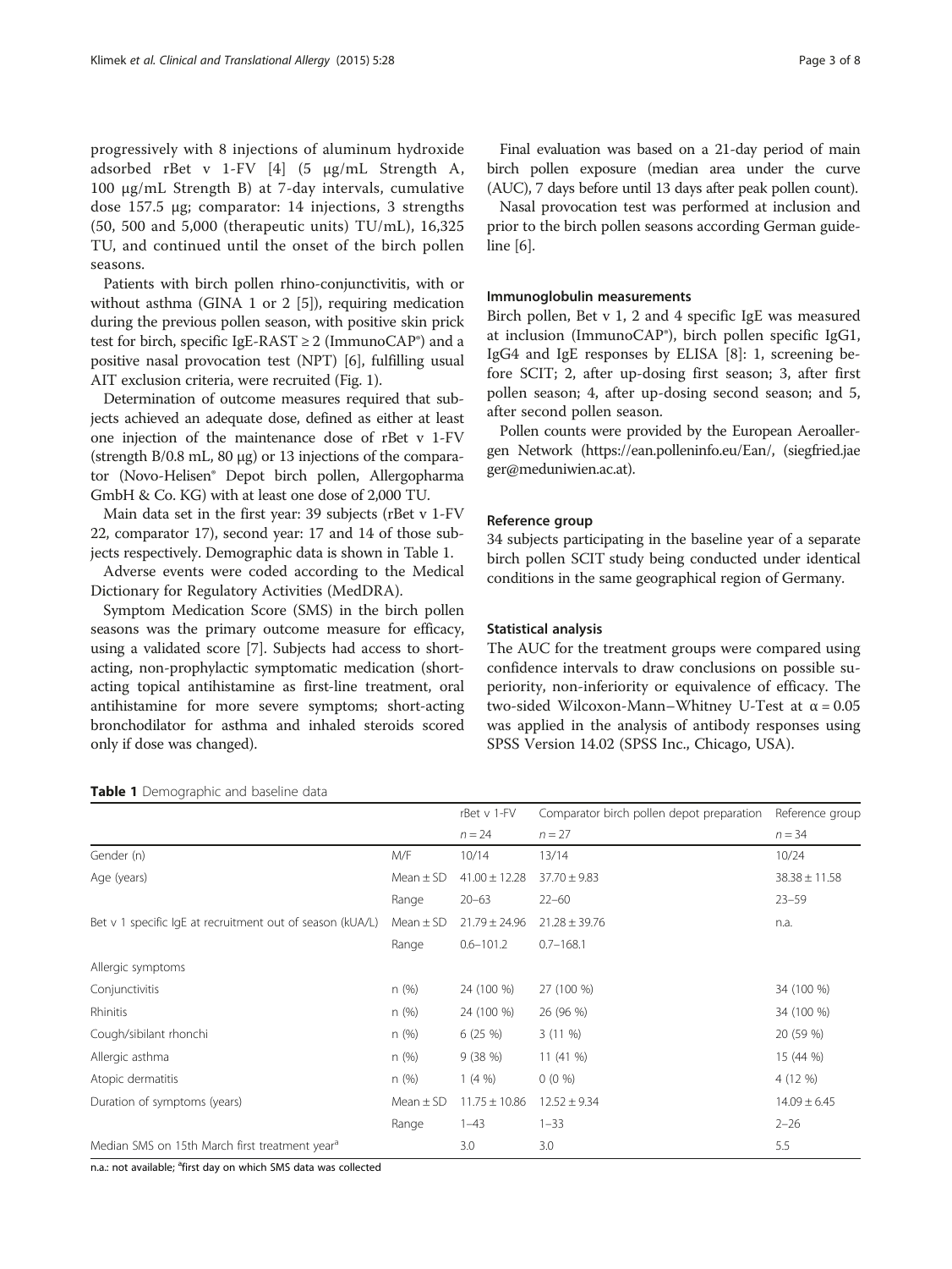progressively with 8 injections of aluminum hydroxide adsorbed rBet v 1-FV [4] (5 μg/mL Strength A, 100 μg/mL Strength B) at 7-day intervals, cumulative dose 157.5 μg; comparator: 14 injections, 3 strengths (50, 500 and 5,000 (therapeutic units) TU/mL), 16,325 TU, and continued until the onset of the birch pollen seasons.

Patients with birch pollen rhino-conjunctivitis, with or without asthma (GINA 1 or 2 [5]), requiring medication during the previous pollen season, with positive skin prick test for birch, specific IgE-RAST ≥ 2 (ImmunoCAP®) and a positive nasal provocation test (NPT) [6], fulfilling usual AIT exclusion criteria, were recruited (Fig. 1).

Determination of outcome measures required that subjects achieved an adequate dose, defined as either at least one injection of the maintenance dose of rBet v 1-FV (strength B/0.8 mL, 80 μg) or 13 injections of the comparator (Novo-Helisen® Depot birch pollen, Allergopharma GmbH & Co. KG) with at least one dose of 2,000 TU.

Main data set in the first year: 39 subjects (rBet v 1-FV 22, comparator 17), second year: 17 and 14 of those subjects respectively. Demographic data is shown in Table 1.

Adverse events were coded according to the Medical Dictionary for Regulatory Activities (MedDRA).

Symptom Medication Score (SMS) in the birch pollen seasons was the primary outcome measure for efficacy, using a validated score [7]. Subjects had access to short-acting, non-prophylactic symptomatic medication (short-acting topical antihistamine as first-line treatment, oral antihistamine for more severe symptoms; short-acting bronchodilator for asthma and inhaled steroids scored only if dose was changed).

Final evaluation was based on a 21-day period of main birch pollen exposure (median area under the curve (AUC), 7 days before until 13 days after peak pollen count).

Nasal provocation test was performed at inclusion and prior to the birch pollen seasons according German guideline [6].

### Immunoglobulin measurements

Birch pollen, Bet v 1, 2 and 4 specific IgE was measured at inclusion (ImmunoCAP®), birch pollen specific IgG1, IgG4 and IgE responses by ELISA [8]: 1, screening before SCIT; 2, after up-dosing first season; 3, after first pollen season; 4, after up-dosing second season; and 5, after second pollen season.

Pollen counts were provided by the European Aeroallergen Network (https://ean.polleninfo.eu/Ean/, (siegfried.jaeger@meduniwien.ac.at).

### Reference group

34 subjects participating in the baseline year of a separate birch pollen SCIT study being conducted under identical conditions in the same geographical region of Germany.

### Statistical analysis

The AUC for the treatment groups were compared using confidence intervals to draw conclusions on possible superiority, non-inferiority or equivalence of efficacy. The two-sided Wilcoxon-Mann–Whitney U-Test at $\alpha = 0.05$ was applied in the analysis of antibody responses using SPSS Version 14.02 (SPSS Inc., Chicago, USA).

**Table 1** Demographic and baseline data

| | | rBet v 1-FV | Comparator birch pollen depot preparation | Reference group |
|---|---|---|---|---|
| | | n = 24 | n = 27 | n = 34 |
| Gender (n) | M/F | 10/14 | 13/14 | 10/24 |
| Age (years) | Mean ± SD | 41.00 ± 12.28 | 37.70 ± 9.83 | 38.38 ± 11.58 |
| | Range | 20–63 | 22–60 | 23–59 |
| Bet v 1 specific IgE at recruitment out of season (kUA/L) | Mean ± SD | 21.79 ± 24.96 | 21.28 ± 39.76 | n.a. |
| | Range | 0.6–101.2 | 0.7–168.1 | |
| Allergic symptoms | | | | |
| Conjunctivitis | n (%) | 24 (100 %) | 27 (100 %) | 34 (100 %) |
| Rhinitis | n (%) | 24 (100 %) | 26 (96 %) | 34 (100 %) |
| Cough/sibilant rhonchi | n (%) | 6 (25 %) | 3 (11 %) | 20 (59 %) |
| Allergic asthma | n (%) | 9 (38 %) | 11 (41 %) | 15 (44 %) |
| Atopic dermatitis | n (%) | 1 (4 %) | 0 (0 %) | 4 (12 %) |
| Duration of symptoms (years) | Mean ± SD | 11.75 ± 10.86 | 12.52 ± 9.34 | 14.09 ± 6.45 |
| | Range | 1–43 | 1–33 | 2–26 |
| Median SMS on 15th March first treatment year[a] | | 3.0 | 3.0 | 5.5 |

n.a.: not available; [a]first day on which SMS data was collected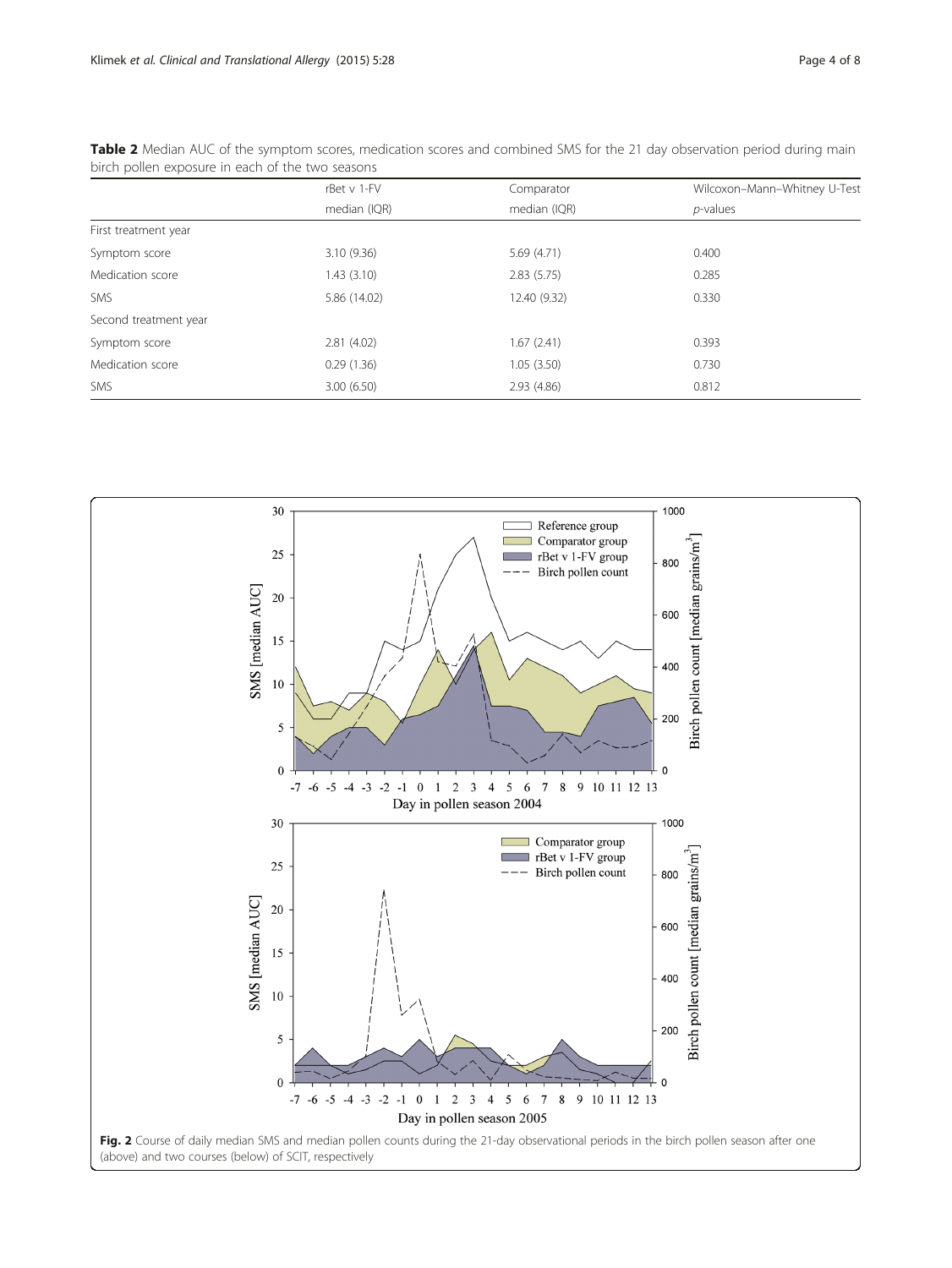**Table 2** Median AUC of the symptom scores, medication scores and combined SMS for the 21 day observation period during main birch pollen exposure in each of the two seasons

| | rBet v 1-FV median (IQR) | Comparator median (IQR) | Wilcoxon–Mann–Whitney U-Test *p*-values |
|---|---|---|---|
| First treatment year | | | |
| Symptom score | 3.10 (9.36) | 5.69 (4.71) | 0.400 |
| Medication score | 1.43 (3.10) | 2.83 (5.75) | 0.285 |
| SMS | 5.86 (14.02) | 12.40 (9.32) | 0.330 |
| Second treatment year | | | |
| Symptom score | 2.81 (4.02) | 1.67 (2.41) | 0.393 |
| Medication score | 0.29 (1.36) | 1.05 (3.50) | 0.730 |
| SMS | 3.00 (6.50) | 2.93 (4.86) | 0.812 |

**Fig. 2** Course of daily median SMS and median pollen counts during the 21-day observational periods in the birch pollen season after one (above) and two courses (below) of SCIT, respectively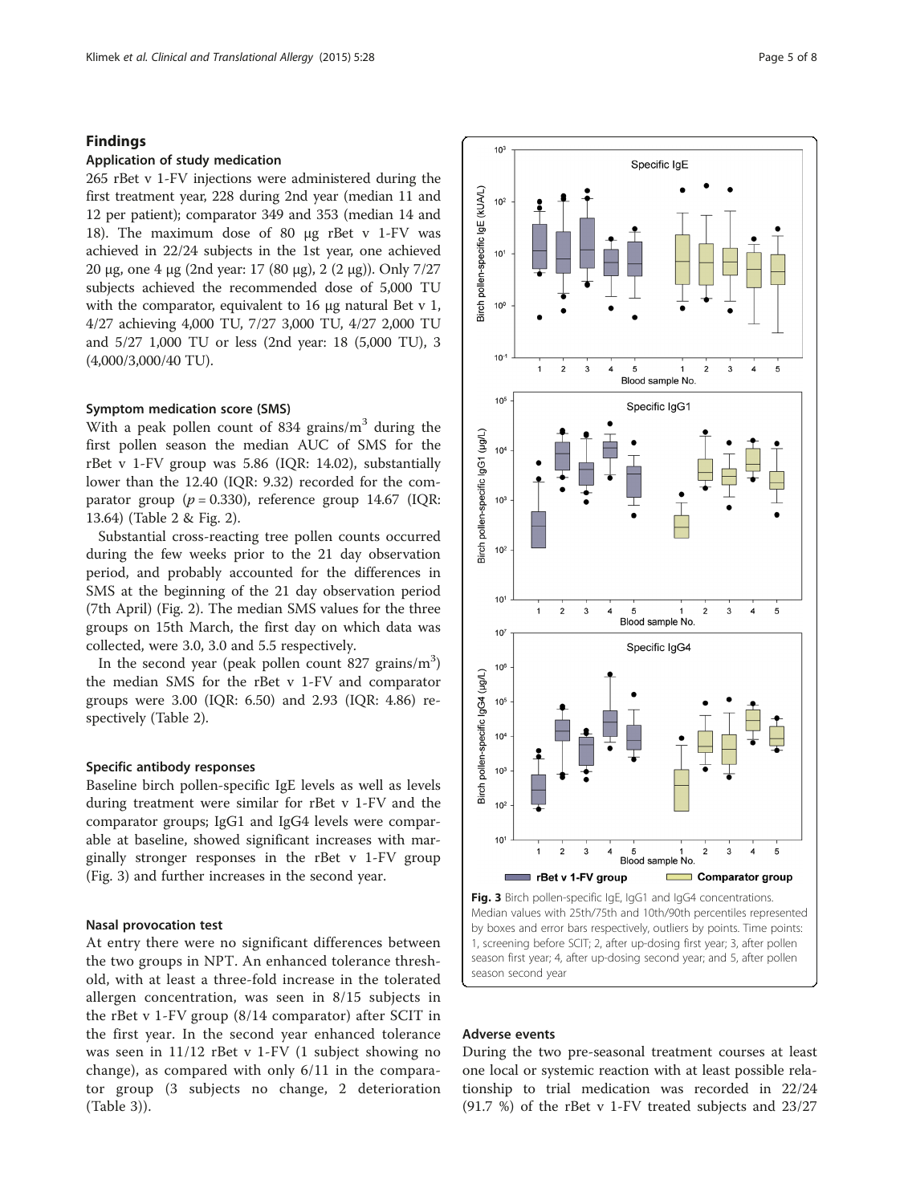## Findings

### Application of study medication

265 rBet v 1-FV injections were administered during the first treatment year, 228 during 2nd year (median 11 and 12 per patient); comparator 349 and 353 (median 14 and 18). The maximum dose of 80 μg rBet v 1-FV was achieved in 22/24 subjects in the 1st year, one achieved 20 μg, one 4 μg (2nd year: 17 (80 μg), 2 (2 μg)). Only 7/27 subjects achieved the recommended dose of 5,000 TU with the comparator, equivalent to 16 μg natural Bet v 1, 4/27 achieving 4,000 TU, 7/27 3,000 TU, 4/27 2,000 TU and 5/27 1,000 TU or less (2nd year: 18 (5,000 TU), 3 (4,000/3,000/40 TU).

### Symptom medication score (SMS)

With a peak pollen count of 834 grains/$m^3$ during the first pollen season the median AUC of SMS for the rBet v 1-FV group was 5.86 (IQR: 14.02), substantially lower than the 12.40 (IQR: 9.32) recorded for the comparator group ($p = 0.330$), reference group 14.67 (IQR: 13.64) (Table 2 & Fig. 2).

Substantial cross-reacting tree pollen counts occurred during the few weeks prior to the 21 day observation period, and probably accounted for the differences in SMS at the beginning of the 21 day observation period (7th April) (Fig. 2). The median SMS values for the three groups on 15th March, the first day on which data was collected, were 3.0, 3.0 and 5.5 respectively.

In the second year (peak pollen count 827 grains/$m^3$) the median SMS for the rBet v 1-FV and comparator groups were 3.00 (IQR: 6.50) and 2.93 (IQR: 4.86) respectively (Table 2).

### Specific antibody responses

Baseline birch pollen-specific IgE levels as well as levels during treatment were similar for rBet v 1-FV and the comparator groups; IgG1 and IgG4 levels were comparable at baseline, showed significant increases with marginally stronger responses in the rBet v 1-FV group (Fig. 3) and further increases in the second year.

### Nasal provocation test

At entry there were no significant differences between the two groups in NPT. An enhanced tolerance threshold, with at least a three-fold increase in the tolerated allergen concentration, was seen in 8/15 subjects in the rBet v 1-FV group (8/14 comparator) after SCIT in the first year. In the second year enhanced tolerance was seen in 11/12 rBet v 1-FV (1 subject showing no change), as compared with only 6/11 in the comparator group (3 subjects no change, 2 deterioration (Table 3)).

**Fig. 3** Birch pollen-specific IgE, IgG1 and IgG4 concentrations. Median values with 25th/75th and 10th/90th percentiles represented by boxes and error bars respectively, outliers by points. Time points: 1, screening before SCIT; 2, after up-dosing first year; 3, after pollen season first year; 4, after up-dosing second year; and 5, after pollen season second year

### Adverse events

During the two pre-seasonal treatment courses at least one local or systemic reaction with at least possible relationship to trial medication was recorded in 22/24 (91.7 %) of the rBet v 1-FV treated subjects and 23/27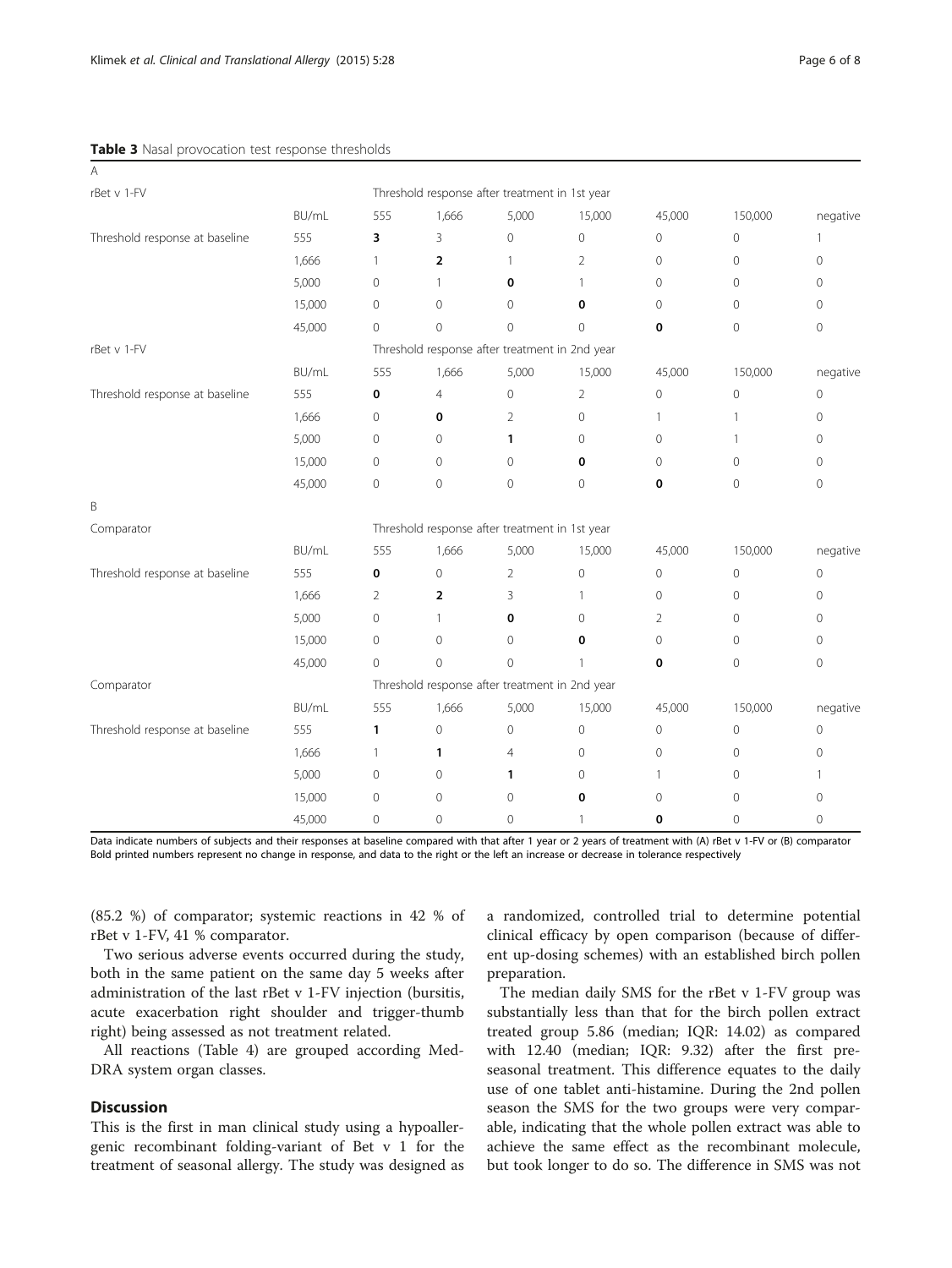**Table 3** Nasal provocation test response thresholds

A

| rBet v 1-FV | | Threshold response after treatment in 1st year | | | | | | |
|---|---|---|---|---|---|---|---|---|
| | BU/mL | 555 | 1,666 | 5,000 | 15,000 | 45,000 | 150,000 | negative |
| Threshold response at baseline | 555 | **3** | 3 | 0 | 0 | 0 | 0 | 1 |
| | 1,666 | 1 | **2** | 1 | 2 | 0 | 0 | 0 |
| | 5,000 | 0 | 1 | **0** | 1 | 0 | 0 | 0 |
| | 15,000 | 0 | 0 | 0 | **0** | 0 | 0 | 0 |
| | 45,000 | 0 | 0 | 0 | 0 | **0** | 0 | 0 |
| **rBet v 1-FV** | | **Threshold response after treatment in 2nd year** | | | | | | |
| | BU/mL | 555 | 1,666 | 5,000 | 15,000 | 45,000 | 150,000 | negative |
| Threshold response at baseline | 555 | **0** | 4 | 0 | 2 | 0 | 0 | 0 |
| | 1,666 | 0 | **0** | 2 | 0 | 1 | 1 | 0 |
| | 5,000 | 0 | 0 | **1** | 0 | 0 | 1 | 0 |
| | 15,000 | 0 | 0 | 0 | **0** | 0 | 0 | 0 |
| | 45,000 | 0 | 0 | 0 | 0 | **0** | 0 | 0 |

B

| Comparator | | Threshold response after treatment in 1st year | | | | | | |
|---|---|---|---|---|---|---|---|---|
| | BU/mL | 555 | 1,666 | 5,000 | 15,000 | 45,000 | 150,000 | negative |
| Threshold response at baseline | 555 | **0** | 0 | 2 | 0 | 0 | 0 | 0 |
| | 1,666 | 2 | **2** | 3 | 1 | 0 | 0 | 0 |
| | 5,000 | 0 | 1 | **0** | 0 | 2 | 0 | 0 |
| | 15,000 | 0 | 0 | 0 | **0** | 0 | 0 | 0 |
| | 45,000 | 0 | 0 | 0 | 1 | **0** | 0 | 0 |
| **Comparator** | | **Threshold response after treatment in 2nd year** | | | | | | |
| | BU/mL | 555 | 1,666 | 5,000 | 15,000 | 45,000 | 150,000 | negative |
| Threshold response at baseline | 555 | **1** | 0 | 0 | 0 | 0 | 0 | 0 |
| | 1,666 | 1 | **1** | 4 | 0 | 0 | 0 | 0 |
| | 5,000 | 0 | 0 | **1** | 0 | 1 | 0 | 1 |
| | 15,000 | 0 | 0 | 0 | **0** | 0 | 0 | 0 |
| | 45,000 | 0 | 0 | 0 | 1 | **0** | 0 | 0 |

Data indicate numbers of subjects and their responses at baseline compared with that after 1 year or 2 years of treatment with (A) rBet v 1-FV or (B) comparator
Bold printed numbers represent no change in response, and data to the right or the left an increase or decrease in tolerance respectively

(85.2 %) of comparator; systemic reactions in 42 % of rBet v 1-FV, 41 % comparator.

Two serious adverse events occurred during the study, both in the same patient on the same day 5 weeks after administration of the last rBet v 1-FV injection (bursitis, acute exacerbation right shoulder and trigger-thumb right) being assessed as not treatment related.

All reactions (Table 4) are grouped according MedDRA system organ classes.

## Discussion

This is the first in man clinical study using a hypoallergenic recombinant folding-variant of Bet v 1 for the treatment of seasonal allergy. The study was designed as a randomized, controlled trial to determine potential clinical efficacy by open comparison (because of different up-dosing schemes) with an established birch pollen preparation.

The median daily SMS for the rBet v 1-FV group was substantially less than that for the birch pollen extract treated group 5.86 (median; IQR: 14.02) as compared with 12.40 (median; IQR: 9.32) after the first preseasonal treatment. This difference equates to the daily use of one tablet anti-histamine. During the 2nd pollen season the SMS for the two groups were very comparable, indicating that the whole pollen extract was able to achieve the same effect as the recombinant molecule, but took longer to do so. The difference in SMS was not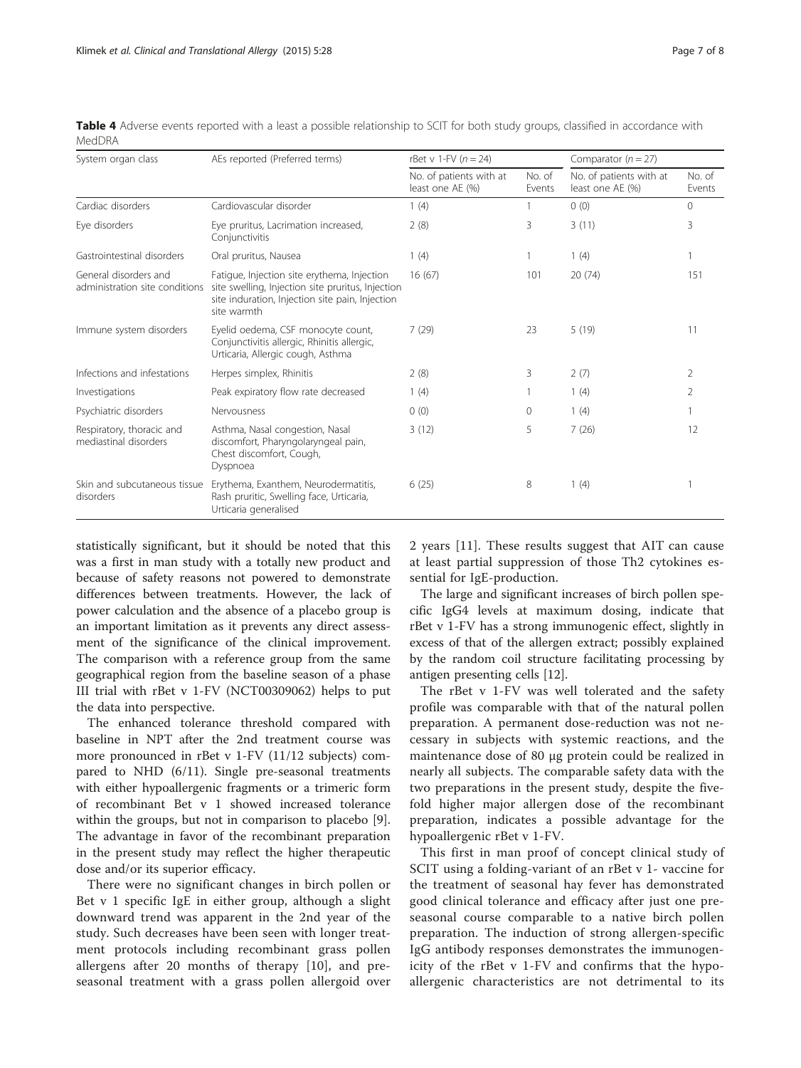**Table 4** Adverse events reported with a least a possible relationship to SCIT for both study groups, classified in accordance with MedDRA

| System organ class | AEs reported (Preferred terms) | rBet v 1-FV (n = 24) | | Comparator (n = 27) | |
|---|---|---|---|---|---|
| | | No. of patients with at least one AE (%) | No. of Events | No. of patients with at least one AE (%) | No. of Events |
| Cardiac disorders | Cardiovascular disorder | 1 (4) | 1 | 0 (0) | 0 |
| Eye disorders | Eye pruritus, Lacrimation increased, Conjunctivitis | 2 (8) | 3 | 3 (11) | 3 |
| Gastrointestinal disorders | Oral pruritus, Nausea | 1 (4) | 1 | 1 (4) | 1 |
| General disorders and administration site conditions | Fatigue, Injection site erythema, Injection site swelling, Injection site pruritus, Injection site induration, Injection site pain, Injection site warmth | 16 (67) | 101 | 20 (74) | 151 |
| Immune system disorders | Eyelid oedema, CSF monocyte count, Conjunctivitis allergic, Rhinitis allergic, Urticaria, Allergic cough, Asthma | 7 (29) | 23 | 5 (19) | 11 |
| Infections and infestations | Herpes simplex, Rhinitis | 2 (8) | 3 | 2 (7) | 2 |
| Investigations | Peak expiratory flow rate decreased | 1 (4) | 1 | 1 (4) | 2 |
| Psychiatric disorders | Nervousness | 0 (0) | 0 | 1 (4) | 1 |
| Respiratory, thoracic and mediastinal disorders | Asthma, Nasal congestion, Nasal discomfort, Pharyngolaryngeal pain, Chest discomfort, Cough, Dyspnoea | 3 (12) | 5 | 7 (26) | 12 |
| Skin and subcutaneous tissue disorders | Erythema, Exanthem, Neurodermatitis, Rash pruritic, Swelling face, Urticaria, Urticaria generalised | 6 (25) | 8 | 1 (4) | 1 |

statistically significant, but it should be noted that this was a first in man study with a totally new product and because of safety reasons not powered to demonstrate differences between treatments. However, the lack of power calculation and the absence of a placebo group is an important limitation as it prevents any direct assessment of the significance of the clinical improvement. The comparison with a reference group from the same geographical region from the baseline season of a phase III trial with rBet v 1-FV (NCT00309062) helps to put the data into perspective.

The enhanced tolerance threshold compared with baseline in NPT after the 2nd treatment course was more pronounced in rBet v 1-FV (11/12 subjects) compared to NHD (6/11). Single pre-seasonal treatments with either hypoallergenic fragments or a trimeric form of recombinant Bet v 1 showed increased tolerance within the groups, but not in comparison to placebo [9]. The advantage in favor of the recombinant preparation in the present study may reflect the higher therapeutic dose and/or its superior efficacy.

There were no significant changes in birch pollen or Bet v 1 specific IgE in either group, although a slight downward trend was apparent in the 2nd year of the study. Such decreases have been seen with longer treatment protocols including recombinant grass pollen allergens after 20 months of therapy [10], and pre-seasonal treatment with a grass pollen allergoid over 2 years [11]. These results suggest that AIT can cause at least partial suppression of those Th2 cytokines essential for IgE-production.

The large and significant increases of birch pollen specific IgG4 levels at maximum dosing, indicate that rBet v 1-FV has a strong immunogenic effect, slightly in excess of that of the allergen extract; possibly explained by the random coil structure facilitating processing by antigen presenting cells [12].

The rBet v 1-FV was well tolerated and the safety profile was comparable with that of the natural pollen preparation. A permanent dose-reduction was not necessary in subjects with systemic reactions, and the maintenance dose of 80 μg protein could be realized in nearly all subjects. The comparable safety data with the two preparations in the present study, despite the five-fold higher major allergen dose of the recombinant preparation, indicates a possible advantage for the hypoallergenic rBet v 1-FV.

This first in man proof of concept clinical study of SCIT using a folding-variant of an rBet v 1- vaccine for the treatment of seasonal hay fever has demonstrated good clinical tolerance and efficacy after just one pre-seasonal course comparable to a native birch pollen preparation. The induction of strong allergen-specific IgG antibody responses demonstrates the immunogenicity of the rBet v 1-FV and confirms that the hypoallergenic characteristics are not detrimental to its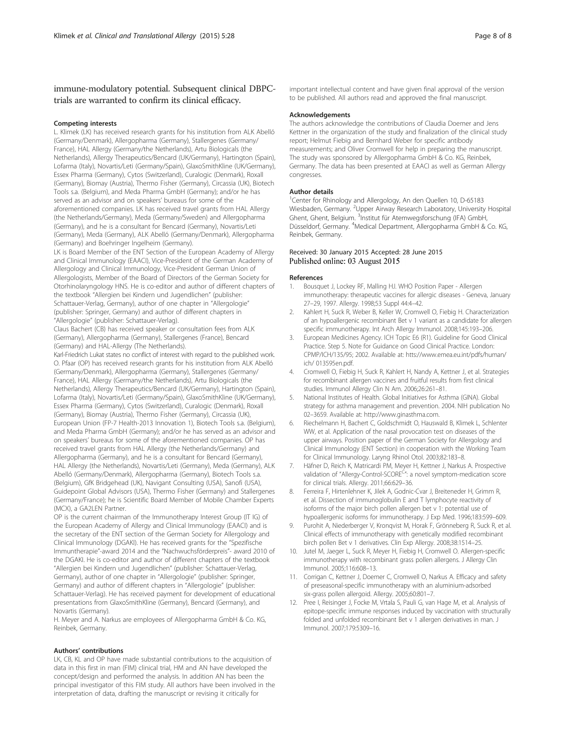immune-modulatory potential. Subsequent clinical DBPC-trials are warranted to confirm its clinical efficacy.

#### Competing interests

L. Klimek (LK) has received research grants for his institution from ALK Abelló (Germany/Denmark), Allergopharma (Germany), Stallergenes (Germany/France), HAL Allergy (Germany/the Netherlands), Artu Biologicals (the Netherlands), Allergy Therapeutics/Bencard (UK/Germany), Hartington (Spain), Lofarma (Italy), Novartis/Leti (Germany/Spain), GlaxoSmithKline (UK/Germany), Essex Pharma (Germany), Cytos (Switzerland), Curalogic (Denmark), Roxall (Germany), Biomay (Austria), Thermo Fisher (Germany), Circassia (UK), Biotech Tools s.a. (Belgium), and Meda Pharma GmbH (Germany); and/or he has served as an advisor and on speakers' bureaus for some of the aforementioned companies. LK has received travel grants from HAL Allergy (the Netherlands/Germany), Meda (Germany/Sweden) and Allergopharma (Germany), and he is a consultant for Bencard (Germany), Novartis/Leti (Germany), Meda (Germany), ALK Abelló (Germany/Denmark), Allergopharma (Germany) and Boehringer Ingelheim (Germany).

LK is Board Member of the ENT Section of the European Academy of Allergy and Clinical Immunology (EAACI), Vice-President of the German Academy of Allergology and Clinical Immunology, Vice-President German Union of Allergologists, Member of the Board of Directors of the German Society for Otorhinolaryngology HNS. He is co-editor and author of different chapters of the textbook "Allergien bei Kindern und Jugendlichen" (publisher: Schattauer-Verlag, Germany), author of one chapter in "Allergologie" (publisher: Springer, Germany) and author of different chapters in "Allergologie" (publisher: Schattauer-Verlag).

Claus Bachert (CB) has received speaker or consultation fees from ALK (Germany), Allergopharma (Germany), Stallergenes (France), Bencard (Germany) and HAL-Allergy (The Netherlands).

Karl-Friedrich Lukat states no conflict of interest with regard to the published work.

O. Pfaar (OP) has received research grants for his institution from ALK Abelló (Germany/Denmark), Allergopharma (Germany), Stallergenes (Germany/France), HAL Allergy (Germany/the Netherlands), Artu Biologicals (the Netherlands), Allergy Therapeutics/Bencard (UK/Germany), Hartington (Spain), Lofarma (Italy), Novartis/Leti (Germany/Spain), GlaxoSmithKline (UK/Germany), Essex Pharma (Germany), Cytos (Switzerland), Curalogic (Denmark), Roxall (Germany), Biomay (Austria), Thermo Fisher (Germany), Circassia (UK), European Union (FP-7 Health-2013 Innovation 1), Biotech Tools s.a. (Belgium), and Meda Pharma GmbH (Germany); and/or he has served as an advisor and on speakers' bureaus for some of the aforementioned companies. OP has received travel grants from HAL Allergy (the Netherlands/Germany) and Allergopharma (Germany), and he is a consultant for Bencard (Germany), HAL Allergy (the Netherlands), Novartis/Leti (Germany), Meda (Germany), ALK Abelló (Germany/Denmark), Allergopharma (Germany), Biotech Tools s.a. (Belgium), GfK Bridgehead (UK), Navigant Consulting (USA), Sanofi (USA), Guidepoint Global Advisors (USA), Thermo Fisher (Germany) and Stallergenes (Germany/France); he is Scientific Board Member of Mobile Chamber Experts (MCX), a GA2LEN Partner.

OP is the current chairman of the Immunotherapy Interest Group (IT IG) of the European Academy of Allergy and Clinical Immunology (EAACI) and is the secretary of the ENT section of the German Society for Allergology and Clinical Immunology (DGAKI). He has received grants for the "Spezifische Immuntherapie"-award 2014 and the "Nachwuchsförderpreis"- award 2010 of the DGAKI. He is co-editor and author of different chapters of the textbook "Allergien bei Kindern und Jugendlichen" (publisher: Schattauer-Verlag, Germany), author of one chapter in "Allergologie" (publisher: Springer, Germany) and author of different chapters in "Allergologie" (publisher: Schattauer-Verlag). He has received payment for development of educational presentations from GlaxoSmithKline (Germany), Bencard (Germany), and Novartis (Germany).

H. Meyer and A. Narkus are employees of Allergopharma GmbH & Co. KG, Reinbek, Germany.

#### Authors' contributions

LK, CB, KL and OP have made substantial contributions to the acquisition of data in this first in man (FIM) clinical trial, HM and AN have developed the concept/design and performed the analysis. In addition AN has been the principal investigator of this FIM study. All authors have been involved in the interpretation of data, drafting the manuscript or revising it critically for important intellectual content and have given final approval of the version to be published. All authors read and approved the final manuscript.

#### Acknowledgements

The authors acknowledge the contributions of Claudia Doemer and Jens Kettner in the organization of the study and finalization of the clinical study report; Helmut Fiebig and Bernhard Weber for specific antibody measurements; and Oliver Cromwell for help in preparing the manuscript. The study was sponsored by Allergopharma GmbH & Co. KG, Reinbek, Germany. The data has been presented at EAACI as well as German Allergy congresses.

#### Author details

[1]Center for Rhinology and Allergology, An den Quellen 10, D-65183 Wiesbaden, Germany. [2]Upper Airway Research Laboratory, University Hospital Ghent, Ghent, Belgium. [3]Institut für Atemwegsforschung (IFA) GmbH, Düsseldorf, Germany. [4]Medical Department, Allergopharma GmbH & Co. KG, Reinbek, Germany.

Received: 30 January 2015 Accepted: 28 June 2015
Published online: 03 August 2015

#### References

1. Bousquet J, Lockey RF, Malling HJ. WHO Position Paper - Allergen immunotherapy: therapeutic vaccines for allergic diseases - Geneva, January 27–29, 1997. Allergy. 1998;53 Suppl 44:4–42.
2. Kahlert H, Suck R, Weber B, Keller W, Cromwell O, Fiebig H. Characterization of an hypoallergenic recombinant Bet v 1 variant as a candidate for allergen specific immunotherapy. Int Arch Allergy Immunol. 2008;145:193–206.
3. European Medicines Agency. ICH Topic E6 (R1). Guideline for Good Clinical Practice. Step 5. Note for Guidance on Good Clinical Practice. London: CPMP/ICH/135/95; 2002. Available at: https://www.emea.eu.int/pdfs/human/ich/ 013595en.pdf.
4. Cromwell O, Fiebig H, Suck R, Kahlert H, Nandy A, Kettner J, et al. Strategies for recombinant allergen vaccines and fruitful results from first clinical studies. Immunol Allergy Clin N Am. 2006;26:261–81.
5. National Institutes of Health. Global Initiatives for Asthma (GINA). Global strategy for asthma management and prevention. 2004. NIH publication No 02–3659. Available at: http://www.ginasthma.com.
6. Riechelmann H, Bachert C, Goldschmidt O, Hauswald B, Klimek L, Schlenter WW, et al. Application of the nasal provocation test on diseases of the upper airways. Position paper of the German Society for Allergology and Clinical Immunology (ENT Section) in cooperation with the Working Team for Clinical Immunology. Laryng Rhinol Otol. 2003;82:183–8.
7. Häfner D, Reich K, Matricardi PM, Meyer H, Kettner J, Narkus A. Prospective validation of "Allergy-Control-SCORE©": a novel symptom-medication score for clinical trials. Allergy. 2011;66:629–36.
8. Ferreira F, Hirtenlehner K, Jilek A, Godnic-Cvar J, Breiteneder H, Grimm R, et al. Dissection of immunoglobulin E and T lymphocyte reactivity of isoforms of the major birch pollen allergen bet v 1: potential use of hypoallergenic isoforms for immunotherapy. J Exp Med. 1996;183:599–609.
9. Purohit A, Niederberger V, Kronqvist M, Horak F, Grönneberg R, Suck R, et al. Clinical effects of immunotherapy with genetically modified recombinant birch pollen Bet v 1 derivatives. Clin Exp Allergy. 2008;38:1514–25.
10. Jutel M, Jaeger L, Suck R, Meyer H, Fiebig H, Cromwell O. Allergen-specific immunotherapy with recombinant grass pollen allergens. J Allergy Clin Immunol. 2005;116:608–13.
11. Corrigan C, Kettner J, Doemer C, Cromwell O, Narkus A. Efficacy and safety of preseasonal-specific immunotherapy with an aluminium-adsorbed six-grass pollen allergoid. Allergy. 2005;60:801–7.
12. Pree I, Reisinger J, Focke M, Vrtala S, Pauli G, van Hage M, et al. Analysis of epitope-specific immune responses induced by vaccination with structurally folded and unfolded recombinant Bet v 1 allergen derivatives in man. J Immunol. 2007;179:5309–16.